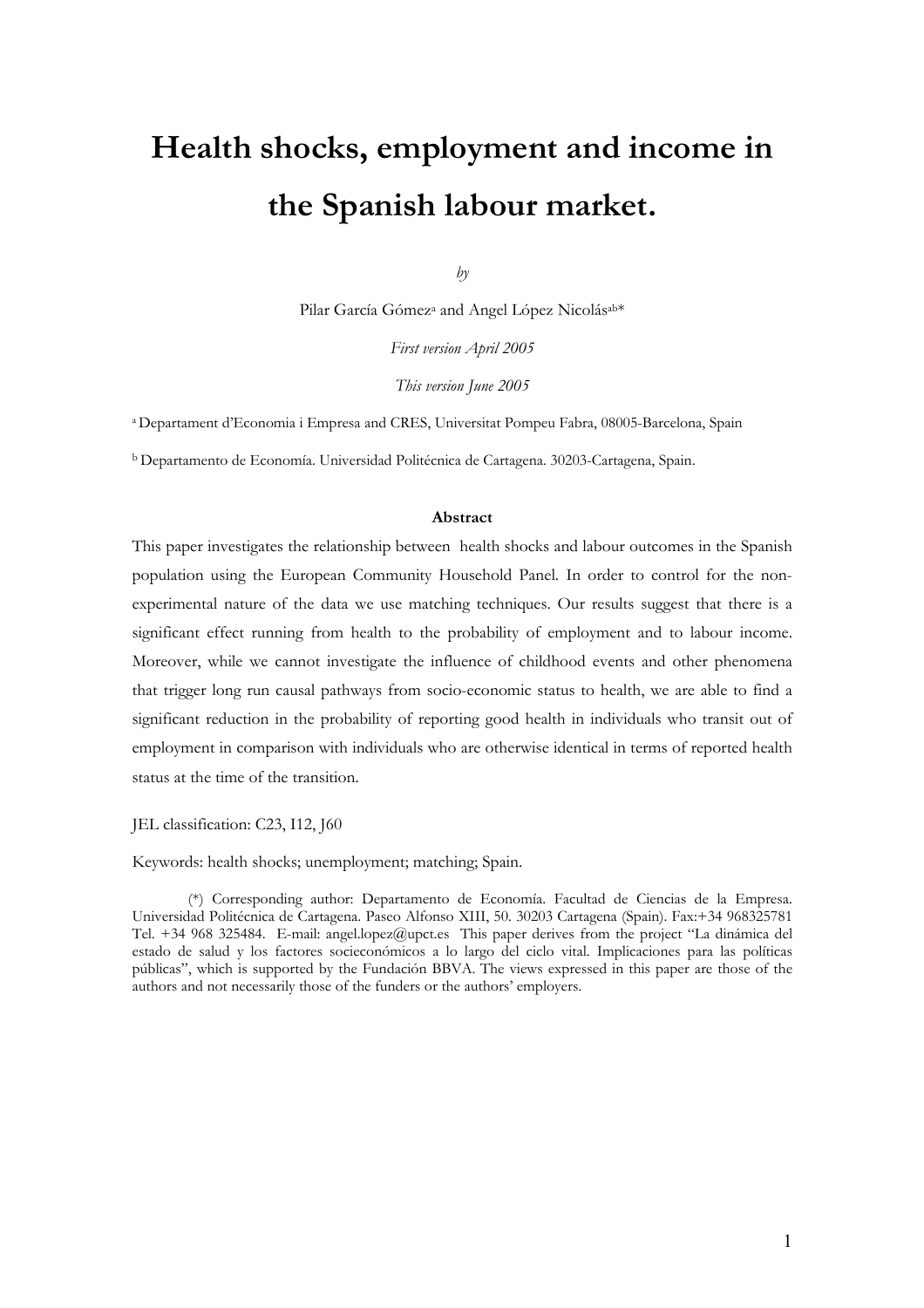# Health shocks, employment and income in the Spanish labour market.

*by*

Pilar García Gómez[a] and Angel López Nicolás[ab]*

*First version April 2005*

*This version June 2005*

[a] Departament d'Economia i Empresa and CRES, Universitat Pompeu Fabra, 08005-Barcelona, Spain

[b] Departamento de Economía. Universidad Politécnica de Cartagena. 30203-Cartagena, Spain.

**Abstract**

This paper investigates the relationship between health shocks and labour outcomes in the Spanish population using the European Community Household Panel. In order to control for the non-experimental nature of the data we use matching techniques. Our results suggest that there is a significant effect running from health to the probability of employment and to labour income. Moreover, while we cannot investigate the influence of childhood events and other phenomena that trigger long run causal pathways from socio-economic status to health, we are able to find a significant reduction in the probability of reporting good health in individuals who transit out of employment in comparison with individuals who are otherwise identical in terms of reported health status at the time of the transition.

JEL classification: C23, I12, J60

Keywords: health shocks; unemployment; matching; Spain.

(*) Corresponding author: Departamento de Economía. Facultad de Ciencias de la Empresa. Universidad Politécnica de Cartagena. Paseo Alfonso XIII, 50. 30203 Cartagena (Spain). Fax:+34 968325781 Tel. +34 968 325484. E-mail: angel.lopez@upct.es This paper derives from the project "La dinámica del estado de salud y los factores socieconómicos a lo largo del ciclo vital. Implicaciones para las políticas públicas", which is supported by the Fundación BBVA. The views expressed in this paper are those of the authors and not necessarily those of the funders or the authors' employers.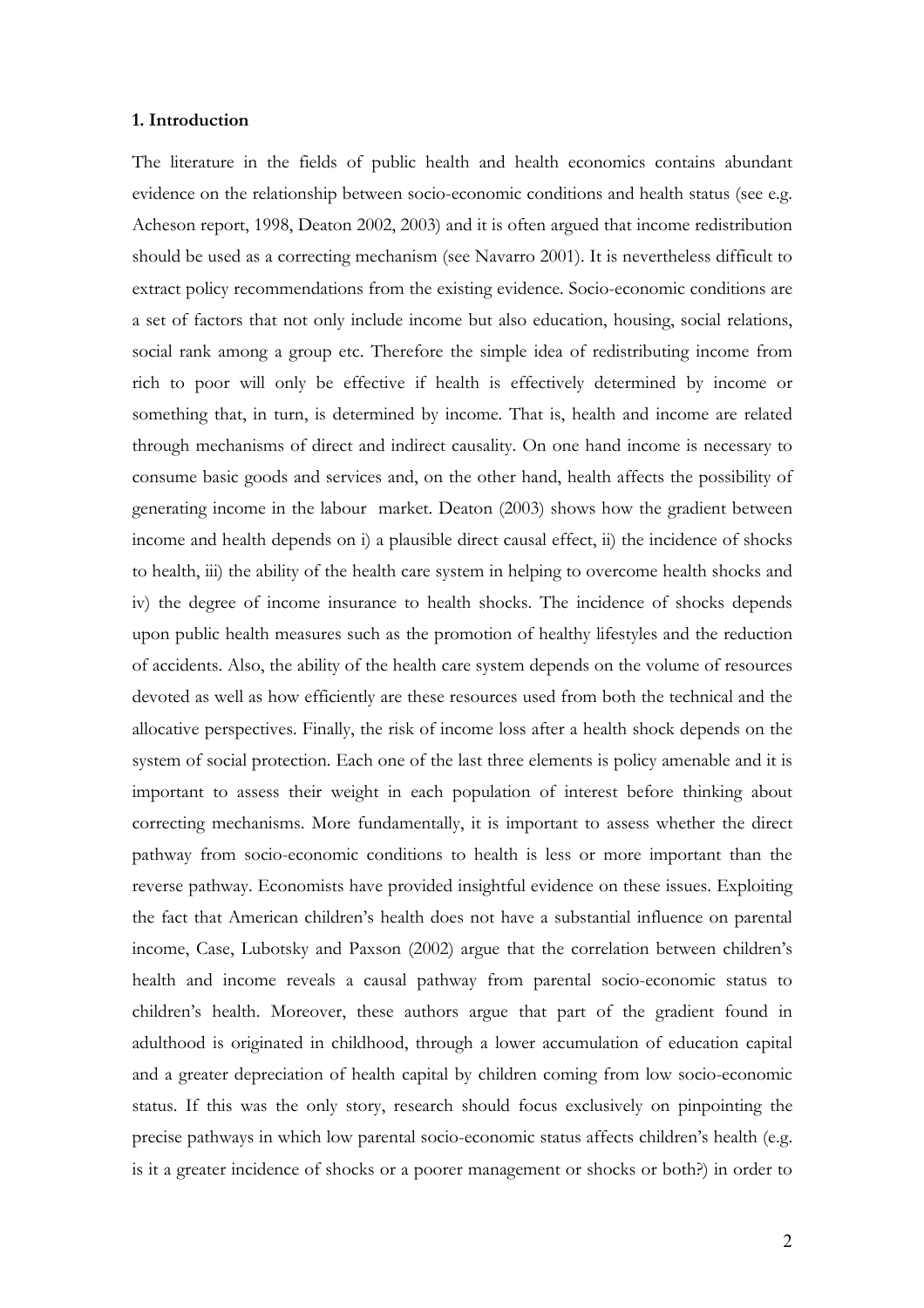### 1. Introduction

The literature in the fields of public health and health economics contains abundant evidence on the relationship between socio-economic conditions and health status (see e.g. Acheson report, 1998, Deaton 2002, 2003) and it is often argued that income redistribution should be used as a correcting mechanism (see Navarro 2001). It is nevertheless difficult to extract policy recommendations from the existing evidence. Socio-economic conditions are a set of factors that not only include income but also education, housing, social relations, social rank among a group etc. Therefore the simple idea of redistributing income from rich to poor will only be effective if health is effectively determined by income or something that, in turn, is determined by income. That is, health and income are related through mechanisms of direct and indirect causality. On one hand income is necessary to consume basic goods and services and, on the other hand, health affects the possibility of generating income in the labour market. Deaton (2003) shows how the gradient between income and health depends on i) a plausible direct causal effect, ii) the incidence of shocks to health, iii) the ability of the health care system in helping to overcome health shocks and iv) the degree of income insurance to health shocks. The incidence of shocks depends upon public health measures such as the promotion of healthy lifestyles and the reduction of accidents. Also, the ability of the health care system depends on the volume of resources devoted as well as how efficiently are these resources used from both the technical and the allocative perspectives. Finally, the risk of income loss after a health shock depends on the system of social protection. Each one of the last three elements is policy amenable and it is important to assess their weight in each population of interest before thinking about correcting mechanisms. More fundamentally, it is important to assess whether the direct pathway from socio-economic conditions to health is less or more important than the reverse pathway. Economists have provided insightful evidence on these issues. Exploiting the fact that American children's health does not have a substantial influence on parental income, Case, Lubotsky and Paxson (2002) argue that the correlation between children's health and income reveals a causal pathway from parental socio-economic status to children's health. Moreover, these authors argue that part of the gradient found in adulthood is originated in childhood, through a lower accumulation of education capital and a greater depreciation of health capital by children coming from low socio-economic status. If this was the only story, research should focus exclusively on pinpointing the precise pathways in which low parental socio-economic status affects children's health (e.g. is it a greater incidence of shocks or a poorer management or shocks or both?) in order to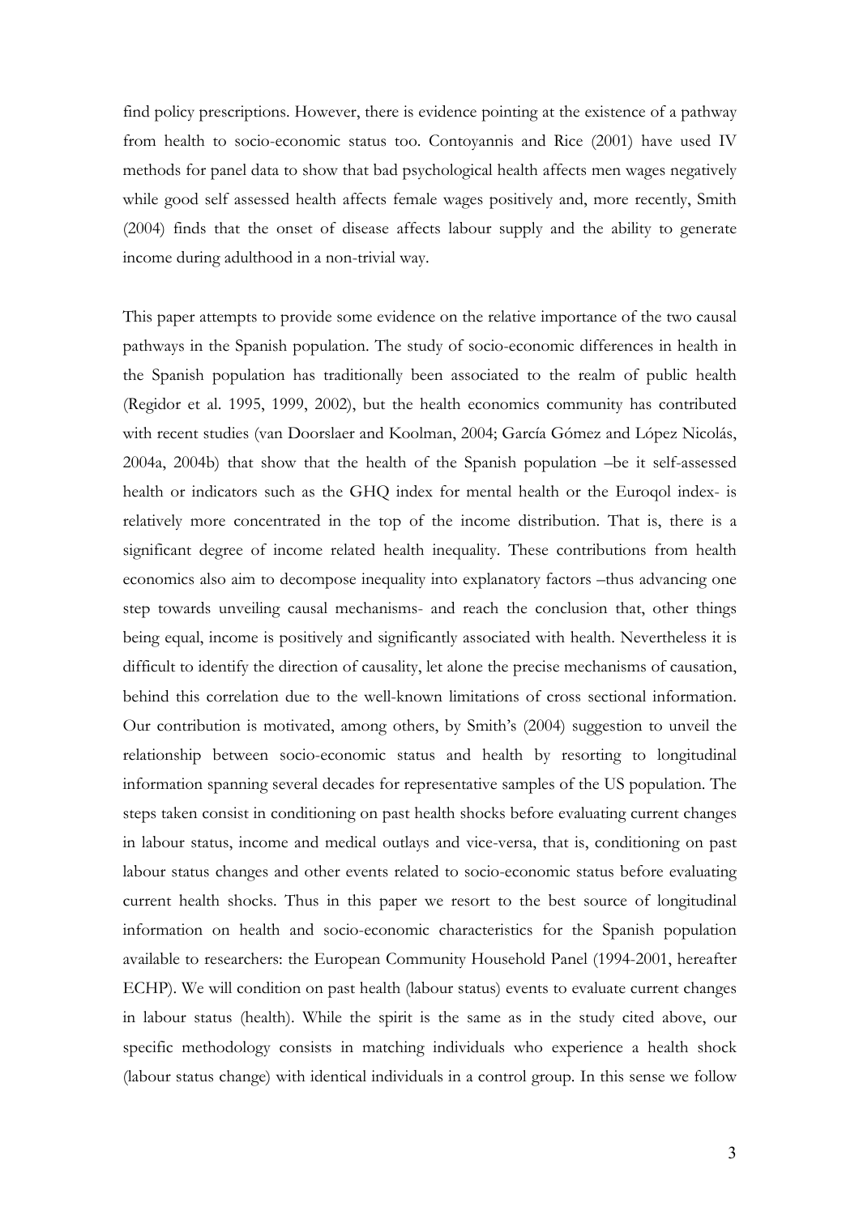find policy prescriptions. However, there is evidence pointing at the existence of a pathway from health to socio-economic status too. Contoyannis and Rice (2001) have used IV methods for panel data to show that bad psychological health affects men wages negatively while good self assessed health affects female wages positively and, more recently, Smith (2004) finds that the onset of disease affects labour supply and the ability to generate income during adulthood in a non-trivial way.

This paper attempts to provide some evidence on the relative importance of the two causal pathways in the Spanish population. The study of socio-economic differences in health in the Spanish population has traditionally been associated to the realm of public health (Regidor et al. 1995, 1999, 2002), but the health economics community has contributed with recent studies (van Doorslaer and Koolman, 2004; García Gómez and López Nicolás, 2004a, 2004b) that show that the health of the Spanish population –be it self-assessed health or indicators such as the GHQ index for mental health or the Euroqol index- is relatively more concentrated in the top of the income distribution. That is, there is a significant degree of income related health inequality. These contributions from health economics also aim to decompose inequality into explanatory factors –thus advancing one step towards unveiling causal mechanisms- and reach the conclusion that, other things being equal, income is positively and significantly associated with health. Nevertheless it is difficult to identify the direction of causality, let alone the precise mechanisms of causation, behind this correlation due to the well-known limitations of cross sectional information. Our contribution is motivated, among others, by Smith's (2004) suggestion to unveil the relationship between socio-economic status and health by resorting to longitudinal information spanning several decades for representative samples of the US population. The steps taken consist in conditioning on past health shocks before evaluating current changes in labour status, income and medical outlays and vice-versa, that is, conditioning on past labour status changes and other events related to socio-economic status before evaluating current health shocks. Thus in this paper we resort to the best source of longitudinal information on health and socio-economic characteristics for the Spanish population available to researchers: the European Community Household Panel (1994-2001, hereafter ECHP). We will condition on past health (labour status) events to evaluate current changes in labour status (health). While the spirit is the same as in the study cited above, our specific methodology consists in matching individuals who experience a health shock (labour status change) with identical individuals in a control group. In this sense we follow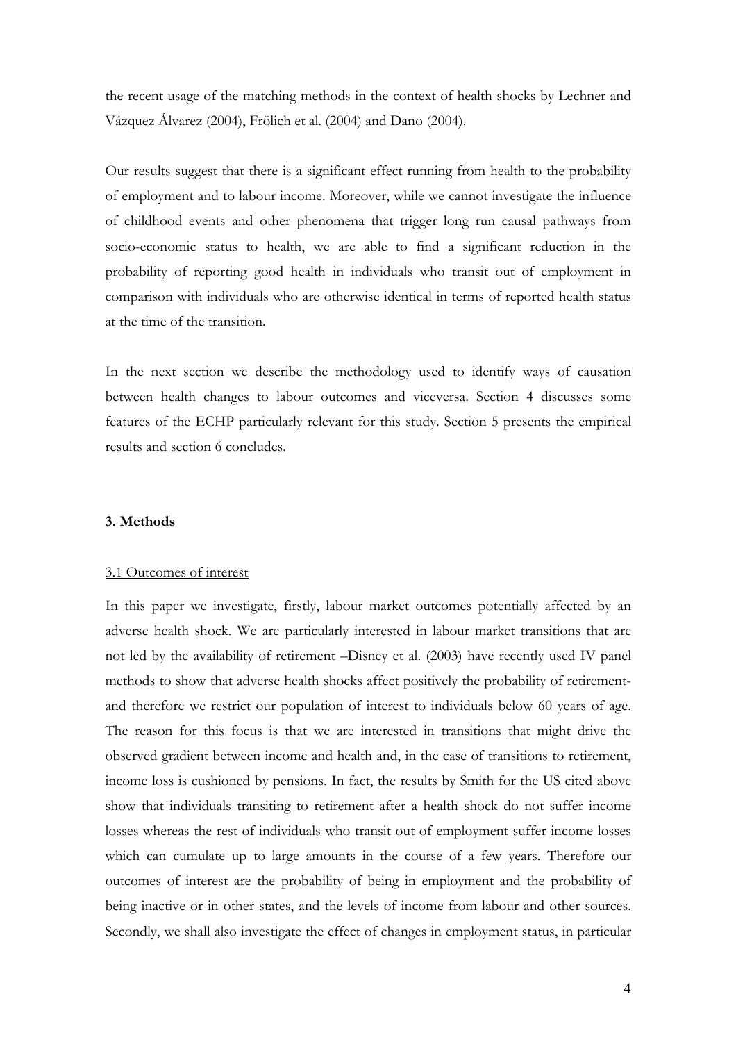the recent usage of the matching methods in the context of health shocks by Lechner and Vázquez Álvarez (2004), Frölich et al. (2004) and Dano (2004).

Our results suggest that there is a significant effect running from health to the probability of employment and to labour income. Moreover, while we cannot investigate the influence of childhood events and other phenomena that trigger long run causal pathways from socio-economic status to health, we are able to find a significant reduction in the probability of reporting good health in individuals who transit out of employment in comparison with individuals who are otherwise identical in terms of reported health status at the time of the transition.

In the next section we describe the methodology used to identify ways of causation between health changes to labour outcomes and viceversa. Section 4 discusses some features of the ECHP particularly relevant for this study. Section 5 presents the empirical results and section 6 concludes.

### 3. Methods

#### 3.1 Outcomes of interest

In this paper we investigate, firstly, labour market outcomes potentially affected by an adverse health shock. We are particularly interested in labour market transitions that are not led by the availability of retirement –Disney et al. (2003) have recently used IV panel methods to show that adverse health shocks affect positively the probability of retirement- and therefore we restrict our population of interest to individuals below 60 years of age. The reason for this focus is that we are interested in transitions that might drive the observed gradient between income and health and, in the case of transitions to retirement, income loss is cushioned by pensions. In fact, the results by Smith for the US cited above show that individuals transiting to retirement after a health shock do not suffer income losses whereas the rest of individuals who transit out of employment suffer income losses which can cumulate up to large amounts in the course of a few years. Therefore our outcomes of interest are the probability of being in employment and the probability of being inactive or in other states, and the levels of income from labour and other sources. Secondly, we shall also investigate the effect of changes in employment status, in particular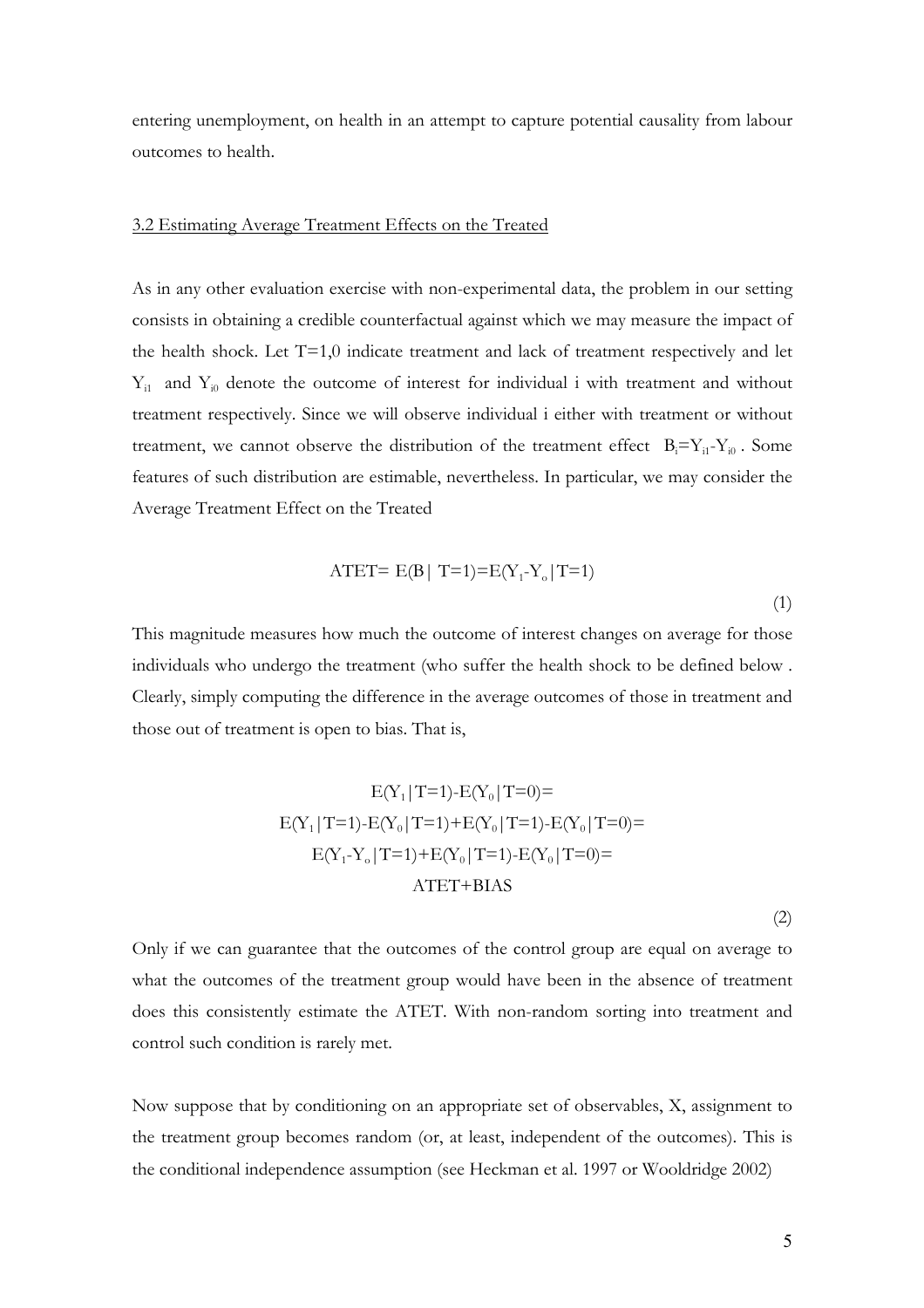entering unemployment, on health in an attempt to capture potential causality from labour outcomes to health.

### 3.2 Estimating Average Treatment Effects on the Treated

As in any other evaluation exercise with non-experimental data, the problem in our setting consists in obtaining a credible counterfactual against which we may measure the impact of the health shock. Let T=1,0 indicate treatment and lack of treatment respectively and let $Y_{i1}$ and $Y_{i0}$ denote the outcome of interest for individual i with treatment and without treatment respectively. Since we will observe individual i either with treatment or without treatment, we cannot observe the distribution of the treatment effect $B_i=Y_{i1}-Y_{i0}$ . Some features of such distribution are estimable, nevertheless. In particular, we may consider the Average Treatment Effect on the Treated

$$\text{ATET}= E(B|\ T=1)=E(Y_1-Y_o|T=1) \tag{1}$$

This magnitude measures how much the outcome of interest changes on average for those individuals who undergo the treatment (who suffer the health shock to be defined below . Clearly, simply computing the difference in the average outcomes of those in treatment and those out of treatment is open to bias. That is,

$$\begin{gathered}
E(Y_1|T=1)-E(Y_0|T=0)= \\
E(Y_1|T=1)-E(Y_0|T=1)+E(Y_0|T=1)-E(Y_0|T=0)= \\
E(Y_1-Y_o|T=1)+E(Y_0|T=1)-E(Y_0|T=0)= \\
\text{ATET+BIAS}
\end{gathered} \tag{2}$$

Only if we can guarantee that the outcomes of the control group are equal on average to what the outcomes of the treatment group would have been in the absence of treatment does this consistently estimate the ATET. With non-random sorting into treatment and control such condition is rarely met.

Now suppose that by conditioning on an appropriate set of observables, X, assignment to the treatment group becomes random (or, at least, independent of the outcomes). This is the conditional independence assumption (see Heckman et al. 1997 or Wooldridge 2002)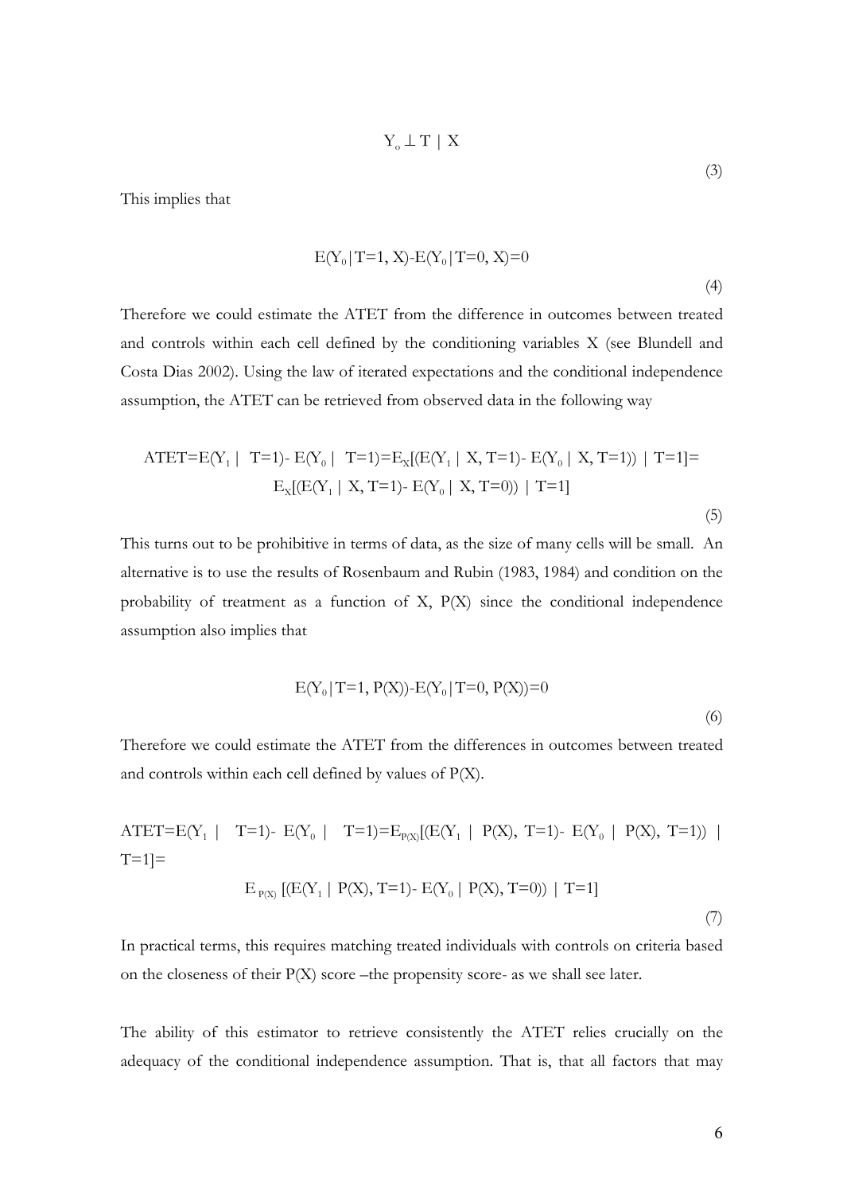$$Y_o \perp T \mid X \tag{3}$$

This implies that

$$E(Y_0|T=1, X)-E(Y_0|T=0, X)=0 \tag{4}$$

Therefore we could estimate the ATET from the difference in outcomes between treated and controls within each cell defined by the conditioning variables X (see Blundell and Costa Dias 2002). Using the law of iterated expectations and the conditional independence assumption, the ATET can be retrieved from observed data in the following way

$$\begin{aligned}\text{ATET}=E(Y_1 \mid T=1)- E(Y_0 \mid T=1)=E_X[(E(Y_1 \mid X, T=1)- E(Y_0 \mid X, T=1)) \mid T=1]= \\ E_X[(E(Y_1 \mid X, T=1)- E(Y_0 \mid X, T=0)) \mid T=1]\end{aligned} \tag{5}$$

This turns out to be prohibitive in terms of data, as the size of many cells will be small. An alternative is to use the results of Rosenbaum and Rubin (1983, 1984) and condition on the probability of treatment as a function of X, P(X) since the conditional independence assumption also implies that

$$E(Y_0|T=1, P(X))-E(Y_0|T=0, P(X))=0 \tag{6}$$

Therefore we could estimate the ATET from the differences in outcomes between treated and controls within each cell defined by values of P(X).

$$\begin{aligned}\text{ATET}=E(Y_1 \mid T=1)- E(Y_0 \mid T=1)=E_{P(X)}[(E(Y_1 \mid P(X), T=1)- E(Y_0 \mid P(X), T=1)) \mid T=1]= \\ E_{P(X)}[(E(Y_1 \mid P(X), T=1)- E(Y_0 \mid P(X), T=0)) \mid T=1]\end{aligned} \tag{7}$$

In practical terms, this requires matching treated individuals with controls on criteria based on the closeness of their P(X) score –the propensity score- as we shall see later.

The ability of this estimator to retrieve consistently the ATET relies crucially on the adequacy of the conditional independence assumption. That is, that all factors that may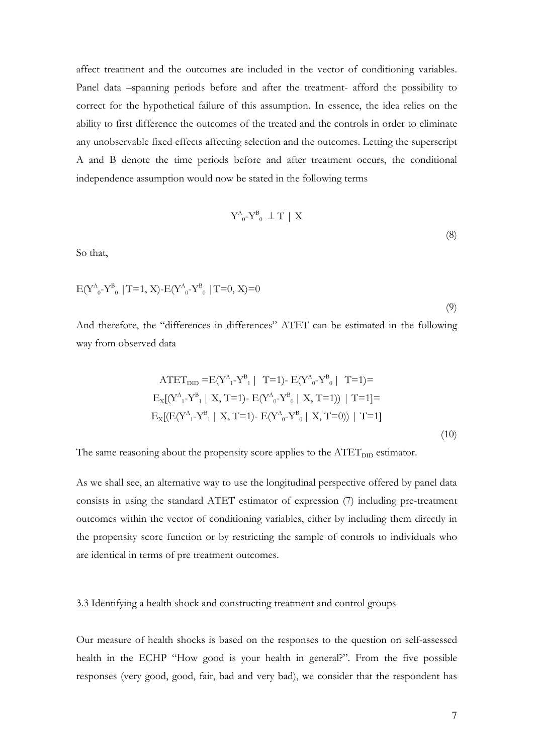affect treatment and the outcomes are included in the vector of conditioning variables. Panel data –spanning periods before and after the treatment- afford the possibility to correct for the hypothetical failure of this assumption. In essence, the idea relies on the ability to first difference the outcomes of the treated and the controls in order to eliminate any unobservable fixed effects affecting selection and the outcomes. Letting the superscript A and B denote the time periods before and after treatment occurs, the conditional independence assumption would now be stated in the following terms

$$Y^A_0 - Y^B_0 \perp T \mid X \tag{8}$$

So that,

$$E(Y^A_0 - Y^B_0 \mid T=1, X) - E(Y^A_0 - Y^B_0 \mid T=0, X) = 0 \tag{9}$$

And therefore, the "differences in differences" ATET can be estimated in the following way from observed data

$$\begin{aligned} ATET_{DID} &= E(Y^A_1 - Y^B_1 \mid T=1) - E(Y^A_0 - Y^B_0 \mid T=1) = \\ & E_X[(Y^A_1 - Y^B_1 \mid X, T=1) - E(Y^A_0 - Y^B_0 \mid X, T=1)) \mid T=1] = \\ & E_X[(E(Y^A_1 - Y^B_1 \mid X, T=1) - E(Y^A_0 - Y^B_0 \mid X, T=0)) \mid T=1] \end{aligned} \tag{10}$$

The same reasoning about the propensity score applies to the $ATET_{DID}$ estimator.

As we shall see, an alternative way to use the longitudinal perspective offered by panel data consists in using the standard ATET estimator of expression (7) including pre-treatment outcomes within the vector of conditioning variables, either by including them directly in the propensity score function or by restricting the sample of controls to individuals who are identical in terms of pre treatment outcomes.

### 3.3 Identifying a health shock and constructing treatment and control groups

Our measure of health shocks is based on the responses to the question on self-assessed health in the ECHP "How good is your health in general?". From the five possible responses (very good, good, fair, bad and very bad), we consider that the respondent has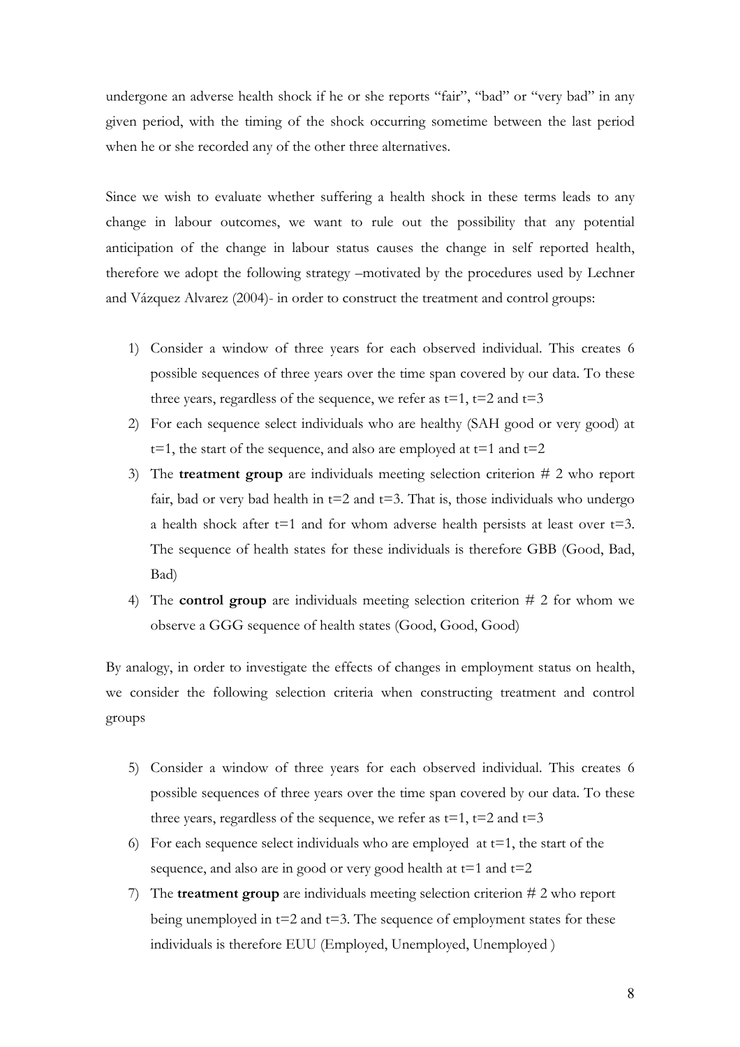undergone an adverse health shock if he or she reports "fair", "bad" or "very bad" in any given period, with the timing of the shock occurring sometime between the last period when he or she recorded any of the other three alternatives.

Since we wish to evaluate whether suffering a health shock in these terms leads to any change in labour outcomes, we want to rule out the possibility that any potential anticipation of the change in labour status causes the change in self reported health, therefore we adopt the following strategy –motivated by the procedures used by Lechner and Vázquez Alvarez (2004)- in order to construct the treatment and control groups:

1) Consider a window of three years for each observed individual. This creates 6 possible sequences of three years over the time span covered by our data. To these three years, regardless of the sequence, we refer as t=1, t=2 and t=3
2) For each sequence select individuals who are healthy (SAH good or very good) at t=1, the start of the sequence, and also are employed at t=1 and t=2
3) The **treatment group** are individuals meeting selection criterion # 2 who report fair, bad or very bad health in t=2 and t=3. That is, those individuals who undergo a health shock after t=1 and for whom adverse health persists at least over t=3. The sequence of health states for these individuals is therefore GBB (Good, Bad, Bad)
4) The **control group** are individuals meeting selection criterion # 2 for whom we observe a GGG sequence of health states (Good, Good, Good)

By analogy, in order to investigate the effects of changes in employment status on health, we consider the following selection criteria when constructing treatment and control groups

5) Consider a window of three years for each observed individual. This creates 6 possible sequences of three years over the time span covered by our data. To these three years, regardless of the sequence, we refer as t=1, t=2 and t=3
6) For each sequence select individuals who are employed at t=1, the start of the sequence, and also are in good or very good health at t=1 and t=2
7) The **treatment group** are individuals meeting selection criterion # 2 who report being unemployed in t=2 and t=3. The sequence of employment states for these individuals is therefore EUU (Employed, Unemployed, Unemployed )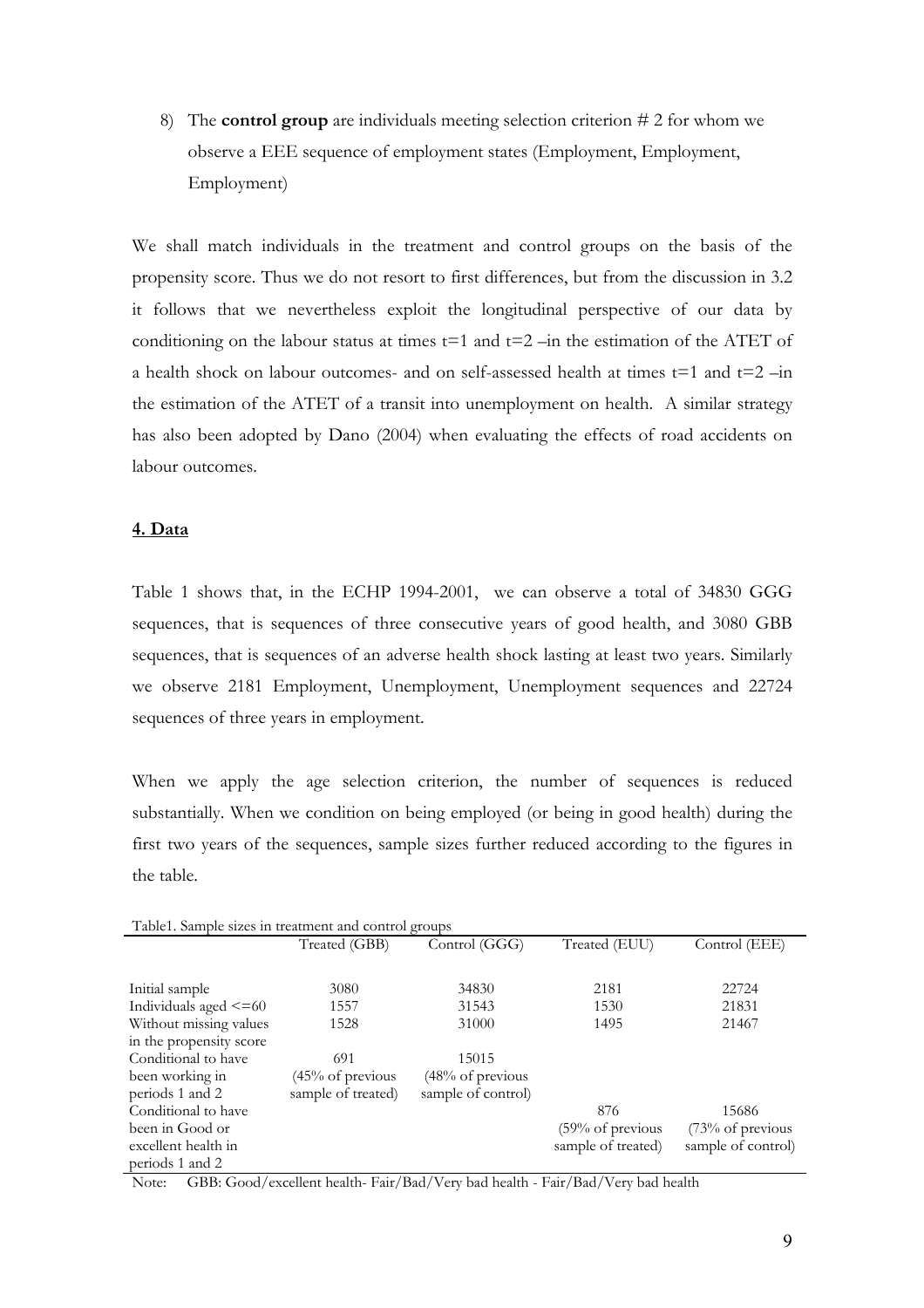8) The **control group** are individuals meeting selection criterion # 2 for whom we observe a EEE sequence of employment states (Employment, Employment, Employment)

We shall match individuals in the treatment and control groups on the basis of the propensity score. Thus we do not resort to first differences, but from the discussion in 3.2 it follows that we nevertheless exploit the longitudinal perspective of our data by conditioning on the labour status at times t=1 and t=2 –in the estimation of the ATET of a health shock on labour outcomes- and on self-assessed health at times t=1 and t=2 –in the estimation of the ATET of a transit into unemployment on health. A similar strategy has also been adopted by Dano (2004) when evaluating the effects of road accidents on labour outcomes.

## 4. Data

Table 1 shows that, in the ECHP 1994-2001, we can observe a total of 34830 GGG sequences, that is sequences of three consecutive years of good health, and 3080 GBB sequences, that is sequences of an adverse health shock lasting at least two years. Similarly we observe 2181 Employment, Unemployment, Unemployment sequences and 22724 sequences of three years in employment.

When we apply the age selection criterion, the number of sequences is reduced substantially. When we condition on being employed (or being in good health) during the first two years of the sequences, sample sizes further reduced according to the figures in the table.

Table1. Sample sizes in treatment and control groups

| | Treated (GBB) | Control (GGG) | Treated (EUU) | Control (EEE) |
|---|---|---|---|---|
| Initial sample | 3080 | 34830 | 2181 | 22724 |
| Individuals aged <=60 | 1557 | 31543 | 1530 | 21831 |
| Without missing values in the propensity score | 1528 | 31000 | 1495 | 21467 |
| Conditional to have been working in periods 1 and 2 | 691 (45% of previous sample of treated) | 15015 (48% of previous sample of control) | | |
| Conditional to have been in Good or excellent health in periods 1 and 2 | | | 876 (59% of previous sample of treated) | 15686 (73% of previous sample of control) |

Note: GBB: Good/excellent health- Fair/Bad/Very bad health - Fair/Bad/Very bad health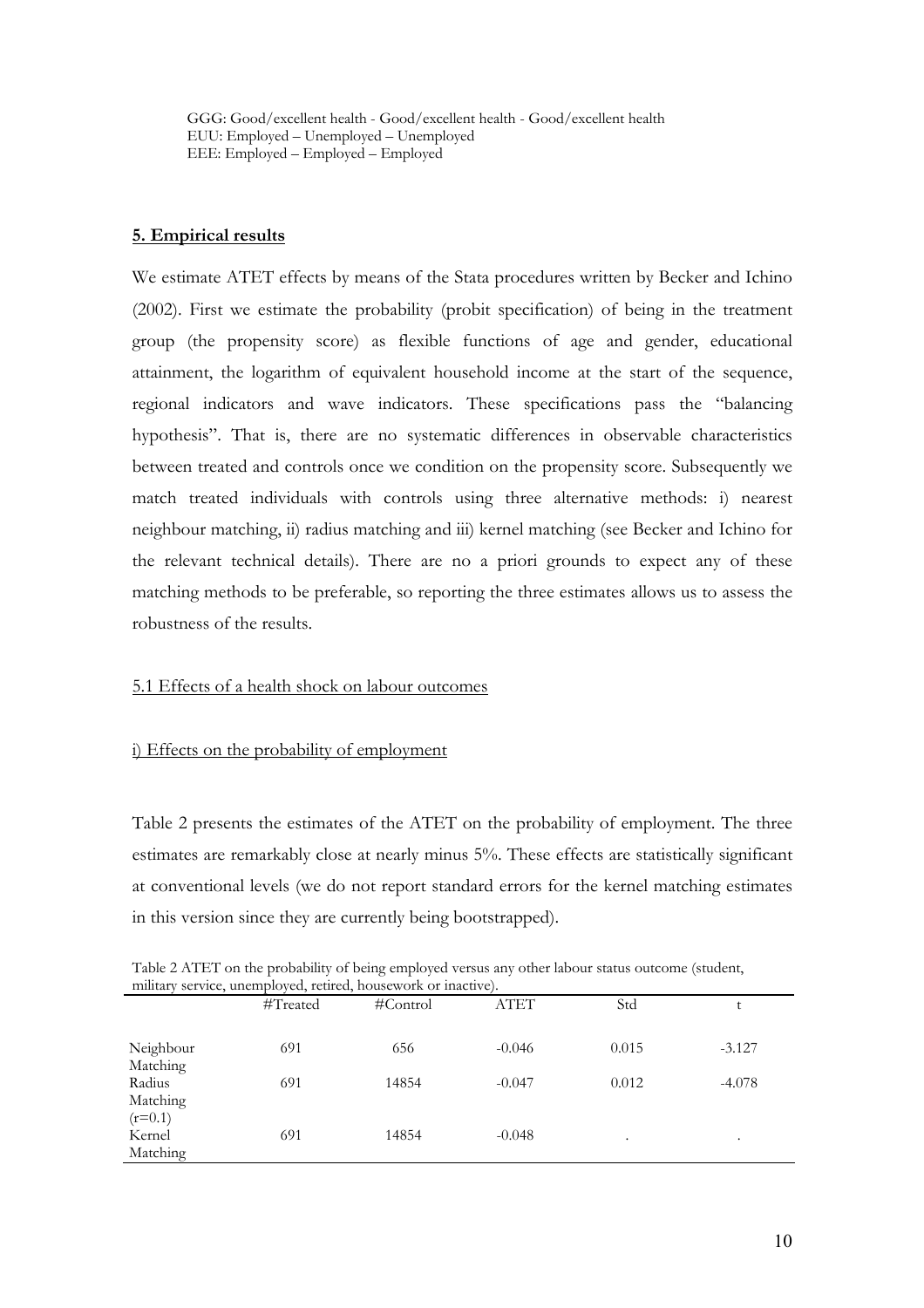GGG: Good/excellent health - Good/excellent health - Good/excellent health
EUU: Employed – Unemployed – Unemployed
EEE: Employed – Employed – Employed

## 5. Empirical results

We estimate ATET effects by means of the Stata procedures written by Becker and Ichino (2002). First we estimate the probability (probit specification) of being in the treatment group (the propensity score) as flexible functions of age and gender, educational attainment, the logarithm of equivalent household income at the start of the sequence, regional indicators and wave indicators. These specifications pass the "balancing hypothesis". That is, there are no systematic differences in observable characteristics between treated and controls once we condition on the propensity score. Subsequently we match treated individuals with controls using three alternative methods: i) nearest neighbour matching, ii) radius matching and iii) kernel matching (see Becker and Ichino for the relevant technical details). There are no a priori grounds to expect any of these matching methods to be preferable, so reporting the three estimates allows us to assess the robustness of the results.

### 5.1 Effects of a health shock on labour outcomes

#### i) Effects on the probability of employment

Table 2 presents the estimates of the ATET on the probability of employment. The three estimates are remarkably close at nearly minus 5%. These effects are statistically significant at conventional levels (we do not report standard errors for the kernel matching estimates in this version since they are currently being bootstrapped).

Table 2 ATET on the probability of being employed versus any other labour status outcome (student, military service, unemployed, retired, housework or inactive).

| | #Treated | #Control | ATET | Std | t |
|---|---|---|---|---|---|
| Neighbour Matching | 691 | 656 | -0.046 | 0.015 | -3.127 |
| Radius Matching (r=0.1) | 691 | 14854 | -0.047 | 0.012 | -4.078 |
| Kernel Matching | 691 | 14854 | -0.048 | . | . |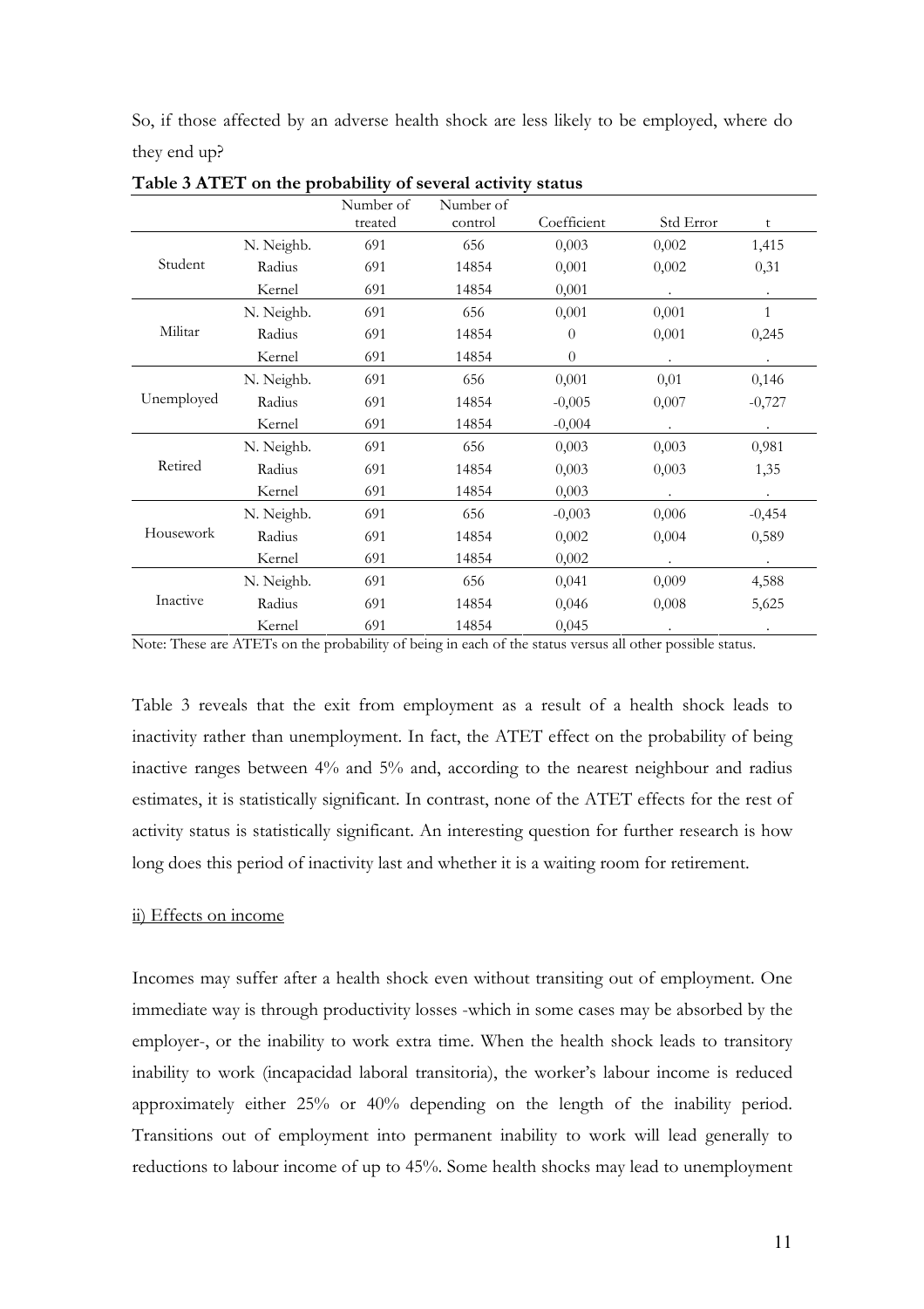So, if those affected by an adverse health shock are less likely to be employed, where do they end up?

**Table 3 ATET on the probability of several activity status**

| | | Number of treated | Number of control | Coefficient | Std Error | t |
|---|---|---|---|---|---|---|
| Student | N. Neighb. | 691 | 656 | 0,003 | 0,002 | 1,415 |
| | Radius | 691 | 14854 | 0,001 | 0,002 | 0,31 |
| | Kernel | 691 | 14854 | 0,001 | . | . |
| Militar | N. Neighb. | 691 | 656 | 0,001 | 0,001 | 1 |
| | Radius | 691 | 14854 | 0 | 0,001 | 0,245 |
| | Kernel | 691 | 14854 | 0 | . | . |
| Unemployed | N. Neighb. | 691 | 656 | 0,001 | 0,01 | 0,146 |
| | Radius | 691 | 14854 | -0,005 | 0,007 | -0,727 |
| | Kernel | 691 | 14854 | -0,004 | . | . |
| Retired | N. Neighb. | 691 | 656 | 0,003 | 0,003 | 0,981 |
| | Radius | 691 | 14854 | 0,003 | 0,003 | 1,35 |
| | Kernel | 691 | 14854 | 0,003 | . | . |
| Housework | N. Neighb. | 691 | 656 | -0,003 | 0,006 | -0,454 |
| | Radius | 691 | 14854 | 0,002 | 0,004 | 0,589 |
| | Kernel | 691 | 14854 | 0,002 | . | . |
| Inactive | N. Neighb. | 691 | 656 | 0,041 | 0,009 | 4,588 |
| | Radius | 691 | 14854 | 0,046 | 0,008 | 5,625 |
| | Kernel | 691 | 14854 | 0,045 | . | . |

Note: These are ATETs on the probability of being in each of the status versus all other possible status.

Table 3 reveals that the exit from employment as a result of a health shock leads to inactivity rather than unemployment. In fact, the ATET effect on the probability of being inactive ranges between 4% and 5% and, according to the nearest neighbour and radius estimates, it is statistically significant. In contrast, none of the ATET effects for the rest of activity status is statistically significant. An interesting question for further research is how long does this period of inactivity last and whether it is a waiting room for retirement.

ii) Effects on income

Incomes may suffer after a health shock even without transiting out of employment. One immediate way is through productivity losses -which in some cases may be absorbed by the employer-, or the inability to work extra time. When the health shock leads to transitory inability to work (incapacidad laboral transitoria), the worker's labour income is reduced approximately either 25% or 40% depending on the length of the inability period. Transitions out of employment into permanent inability to work will lead generally to reductions to labour income of up to 45%. Some health shocks may lead to unemployment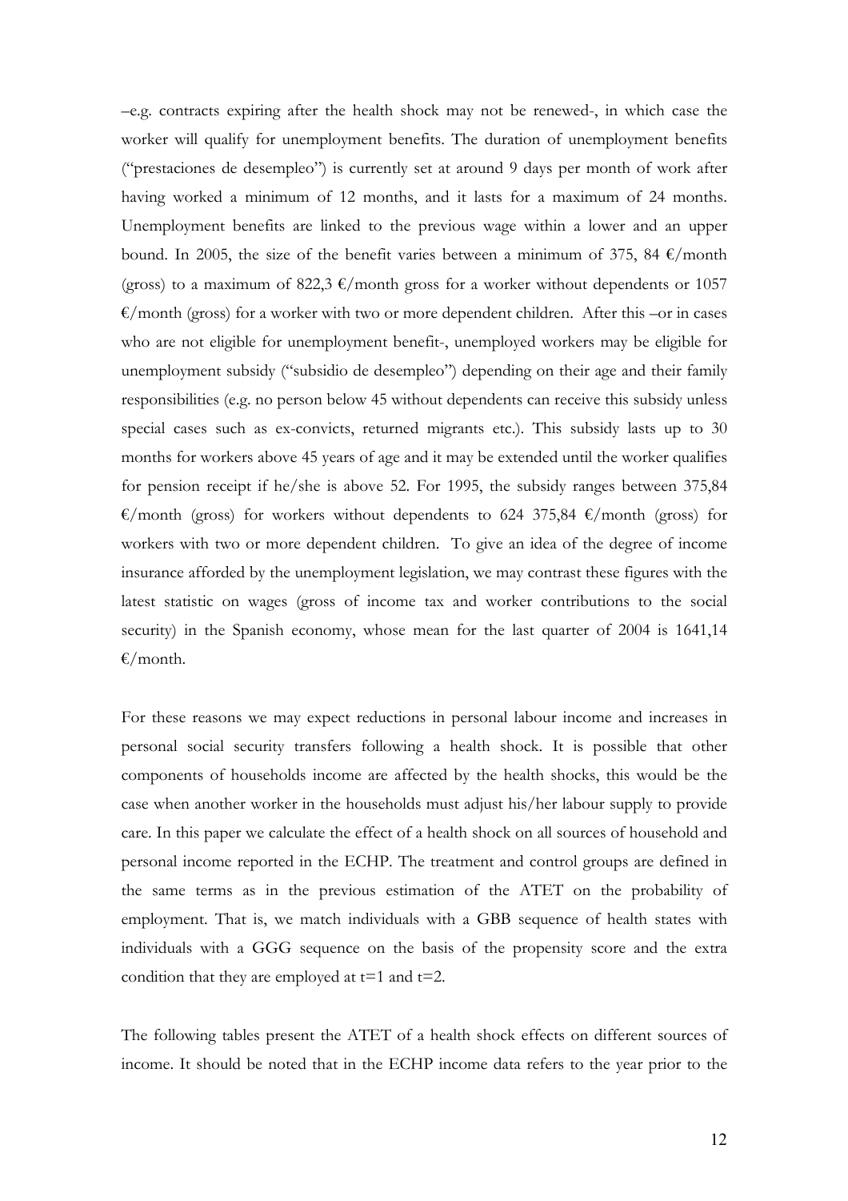–e.g. contracts expiring after the health shock may not be renewed-, in which case the worker will qualify for unemployment benefits. The duration of unemployment benefits ("prestaciones de desempleo") is currently set at around 9 days per month of work after having worked a minimum of 12 months, and it lasts for a maximum of 24 months. Unemployment benefits are linked to the previous wage within a lower and an upper bound. In 2005, the size of the benefit varies between a minimum of 375, 84 €/month (gross) to a maximum of 822,3 €/month gross for a worker without dependents or 1057 €/month (gross) for a worker with two or more dependent children. After this –or in cases who are not eligible for unemployment benefit-, unemployed workers may be eligible for unemployment subsidy ("subsidio de desempleo") depending on their age and their family responsibilities (e.g. no person below 45 without dependents can receive this subsidy unless special cases such as ex-convicts, returned migrants etc.). This subsidy lasts up to 30 months for workers above 45 years of age and it may be extended until the worker qualifies for pension receipt if he/she is above 52. For 1995, the subsidy ranges between 375,84 €/month (gross) for workers without dependents to 624 375,84 €/month (gross) for workers with two or more dependent children. To give an idea of the degree of income insurance afforded by the unemployment legislation, we may contrast these figures with the latest statistic on wages (gross of income tax and worker contributions to the social security) in the Spanish economy, whose mean for the last quarter of 2004 is 1641,14 €/month.

For these reasons we may expect reductions in personal labour income and increases in personal social security transfers following a health shock. It is possible that other components of households income are affected by the health shocks, this would be the case when another worker in the households must adjust his/her labour supply to provide care. In this paper we calculate the effect of a health shock on all sources of household and personal income reported in the ECHP. The treatment and control groups are defined in the same terms as in the previous estimation of the ATET on the probability of employment. That is, we match individuals with a GBB sequence of health states with individuals with a GGG sequence on the basis of the propensity score and the extra condition that they are employed at t=1 and t=2.

The following tables present the ATET of a health shock effects on different sources of income. It should be noted that in the ECHP income data refers to the year prior to the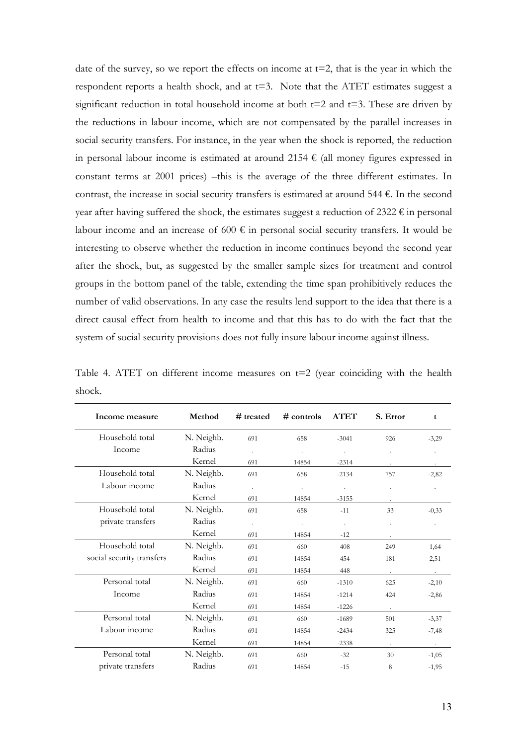date of the survey, so we report the effects on income at t=2, that is the year in which the respondent reports a health shock, and at t=3. Note that the ATET estimates suggest a significant reduction in total household income at both t=2 and t=3. These are driven by the reductions in labour income, which are not compensated by the parallel increases in social security transfers. For instance, in the year when the shock is reported, the reduction in personal labour income is estimated at around 2154 € (all money figures expressed in constant terms at 2001 prices) –this is the average of the three different estimates. In contrast, the increase in social security transfers is estimated at around 544 €. In the second year after having suffered the shock, the estimates suggest a reduction of 2322 € in personal labour income and an increase of 600 € in personal social security transfers. It would be interesting to observe whether the reduction in income continues beyond the second year after the shock, but, as suggested by the smaller sample sizes for treatment and control groups in the bottom panel of the table, extending the time span prohibitively reduces the number of valid observations. In any case the results lend support to the idea that there is a direct causal effect from health to income and that this has to do with the fact that the system of social security provisions does not fully insure labour income against illness.

Table 4. ATET on different income measures on t=2 (year coinciding with the health shock.

| Income measure | Method | # treated | # controls | ATET | S. Error | t |
|---|---|---|---|---|---|---|
| Household total Income | N. Neighb. | 691 | 658 | -3041 | 926 | -3,29 |
| | Radius | . | . | . | . | . |
| | Kernel | 691 | 14854 | -2314 | . | . |
| Household total Labour income | N. Neighb. | 691 | 658 | -2134 | 757 | -2,82 |
| | Radius | . | . | . | . | . |
| | Kernel | 691 | 14854 | -3155 | . | |
| Household total private transfers | N. Neighb. | 691 | 658 | -11 | 33 | -0,33 |
| | Radius | . | . | . | . | . |
| | Kernel | 691 | 14854 | -12 | . | |
| Household total social security transfers | N. Neighb. | 691 | 660 | 408 | 249 | 1,64 |
| | Radius | 691 | 14854 | 454 | 181 | 2,51 |
| | Kernel | 691 | 14854 | 448 | . | . |
| Personal total Income | N. Neighb. | 691 | 660 | -1310 | 625 | -2,10 |
| | Radius | 691 | 14854 | -1214 | 424 | -2,86 |
| | Kernel | 691 | 14854 | -1226 | . | |
| Personal total Labour income | N. Neighb. | 691 | 660 | -1689 | 501 | -3,37 |
| | Radius | 691 | 14854 | -2434 | 325 | -7,48 |
| | Kernel | 691 | 14854 | -2338 | . | . |
| Personal total private transfers | N. Neighb. | 691 | 660 | -32 | 30 | -1,05 |
| | Radius | 691 | 14854 | -15 | 8 | -1,95 |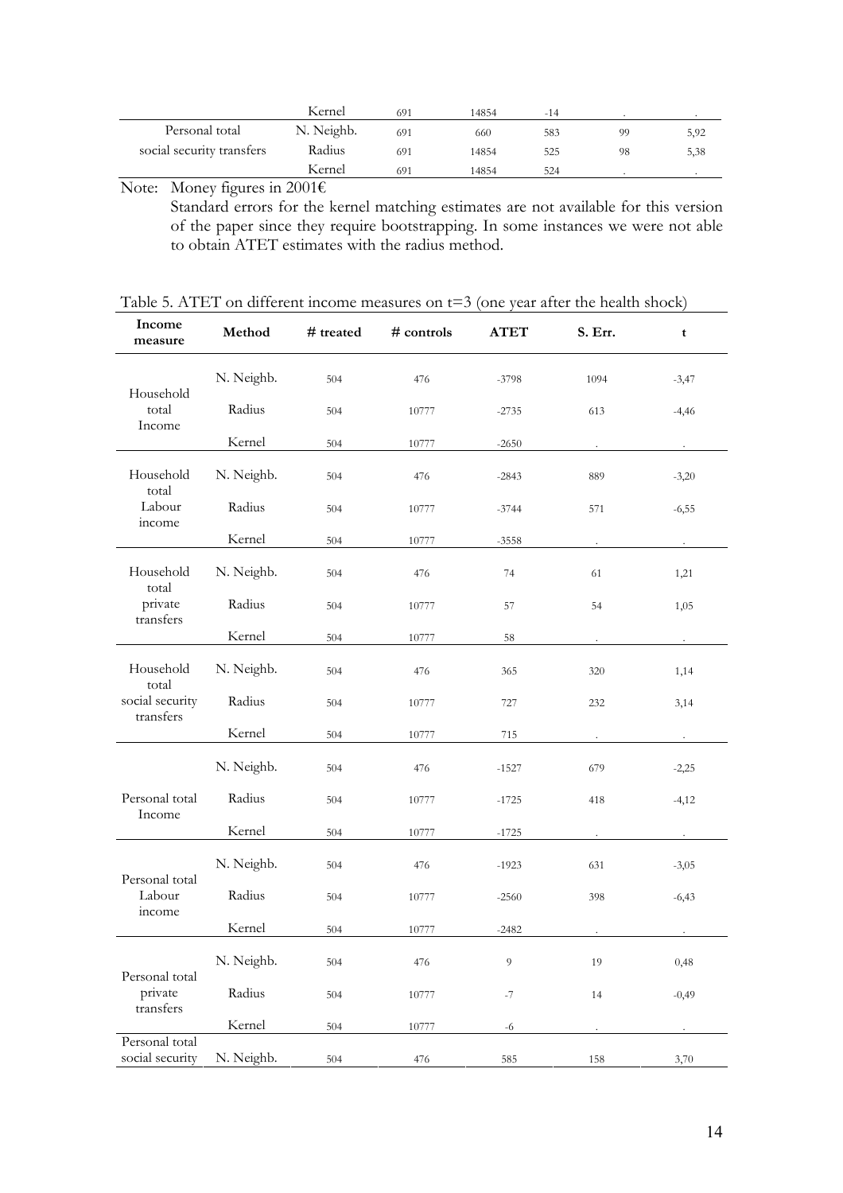| | Kernel | 691 | 14854 | -14 | . | . |
|---|---|---|---|---|---|---|
| Personal total social security transfers | N. Neighb. | 691 | 660 | 583 | 99 | 5,92 |
| | Radius | 691 | 14854 | 525 | 98 | 5,38 |
| | Kernel | 691 | 14854 | 524 | . | . |

Note: Money figures in 2001€

Standard errors for the kernel matching estimates are not available for this version of the paper since they require bootstrapping. In some instances we were not able to obtain ATET estimates with the radius method.

Table 5. ATET on different income measures on t=3 (one year after the health shock)

| Income measure | Method | # treated | # controls | ATET | S. Err. | t |
|---|---|---|---|---|---|---|
| Household total Income | N. Neighb. | 504 | 476 | -3798 | 1094 | -3,47 |
| | Radius | 504 | 10777 | -2735 | 613 | -4,46 |
| | Kernel | 504 | 10777 | -2650 | . | . |
| Household total Labour income | N. Neighb. | 504 | 476 | -2843 | 889 | -3,20 |
| | Radius | 504 | 10777 | -3744 | 571 | -6,55 |
| | Kernel | 504 | 10777 | -3558 | . | . |
| Household total private transfers | N. Neighb. | 504 | 476 | 74 | 61 | 1,21 |
| | Radius | 504 | 10777 | 57 | 54 | 1,05 |
| | Kernel | 504 | 10777 | 58 | . | . |
| Household total social security transfers | N. Neighb. | 504 | 476 | 365 | 320 | 1,14 |
| | Radius | 504 | 10777 | 727 | 232 | 3,14 |
| | Kernel | 504 | 10777 | 715 | . | . |
| Personal total Income | N. Neighb. | 504 | 476 | -1527 | 679 | -2,25 |
| | Radius | 504 | 10777 | -1725 | 418 | -4,12 |
| | Kernel | 504 | 10777 | -1725 | . | . |
| Personal total Labour income | N. Neighb. | 504 | 476 | -1923 | 631 | -3,05 |
| | Radius | 504 | 10777 | -2560 | 398 | -6,43 |
| | Kernel | 504 | 10777 | -2482 | . | . |
| Personal total private transfers | N. Neighb. | 504 | 476 | 9 | 19 | 0,48 |
| | Radius | 504 | 10777 | -7 | 14 | -0,49 |
| | Kernel | 504 | 10777 | -6 | . | . |
| Personal total social security | N. Neighb. | 504 | 476 | 585 | 158 | 3,70 |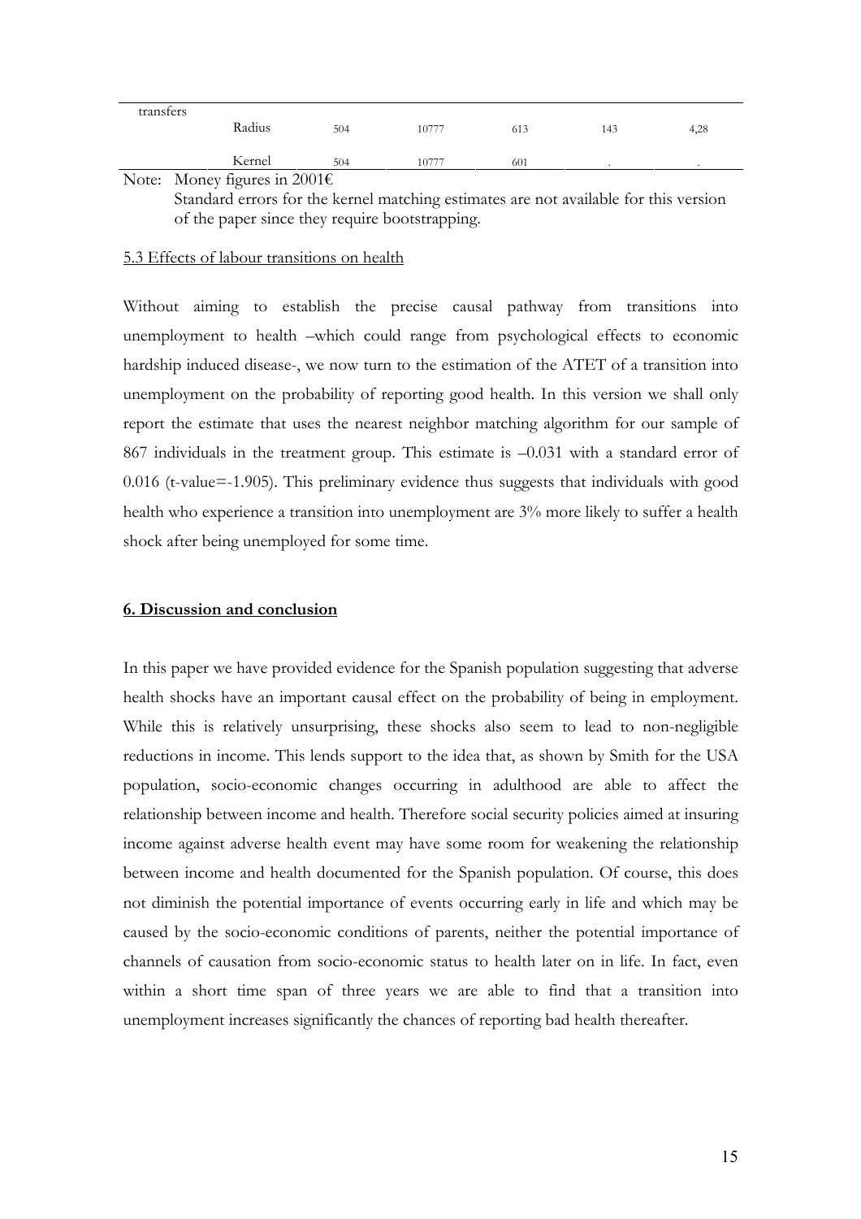| transfers | | | | | | |
|---|---|---|---|---|---|---|
| | Radius | 504 | 10777 | 613 | 143 | 4,28 |
| | Kernel | 504 | 10777 | 601 | . | . |

Note: Money figures in 2001€

Standard errors for the kernel matching estimates are not available for this version of the paper since they require bootstrapping.

### 5.3 Effects of labour transitions on health

Without aiming to establish the precise causal pathway from transitions into unemployment to health –which could range from psychological effects to economic hardship induced disease-, we now turn to the estimation of the ATET of a transition into unemployment on the probability of reporting good health. In this version we shall only report the estimate that uses the nearest neighbor matching algorithm for our sample of 867 individuals in the treatment group. This estimate is –0.031 with a standard error of 0.016 (t-value=-1.905). This preliminary evidence thus suggests that individuals with good health who experience a transition into unemployment are 3% more likely to suffer a health shock after being unemployed for some time.

## 6. Discussion and conclusion

In this paper we have provided evidence for the Spanish population suggesting that adverse health shocks have an important causal effect on the probability of being in employment. While this is relatively unsurprising, these shocks also seem to lead to non-negligible reductions in income. This lends support to the idea that, as shown by Smith for the USA population, socio-economic changes occurring in adulthood are able to affect the relationship between income and health. Therefore social security policies aimed at insuring income against adverse health event may have some room for weakening the relationship between income and health documented for the Spanish population. Of course, this does not diminish the potential importance of events occurring early in life and which may be caused by the socio-economic conditions of parents, neither the potential importance of channels of causation from socio-economic status to health later on in life. In fact, even within a short time span of three years we are able to find that a transition into unemployment increases significantly the chances of reporting bad health thereafter.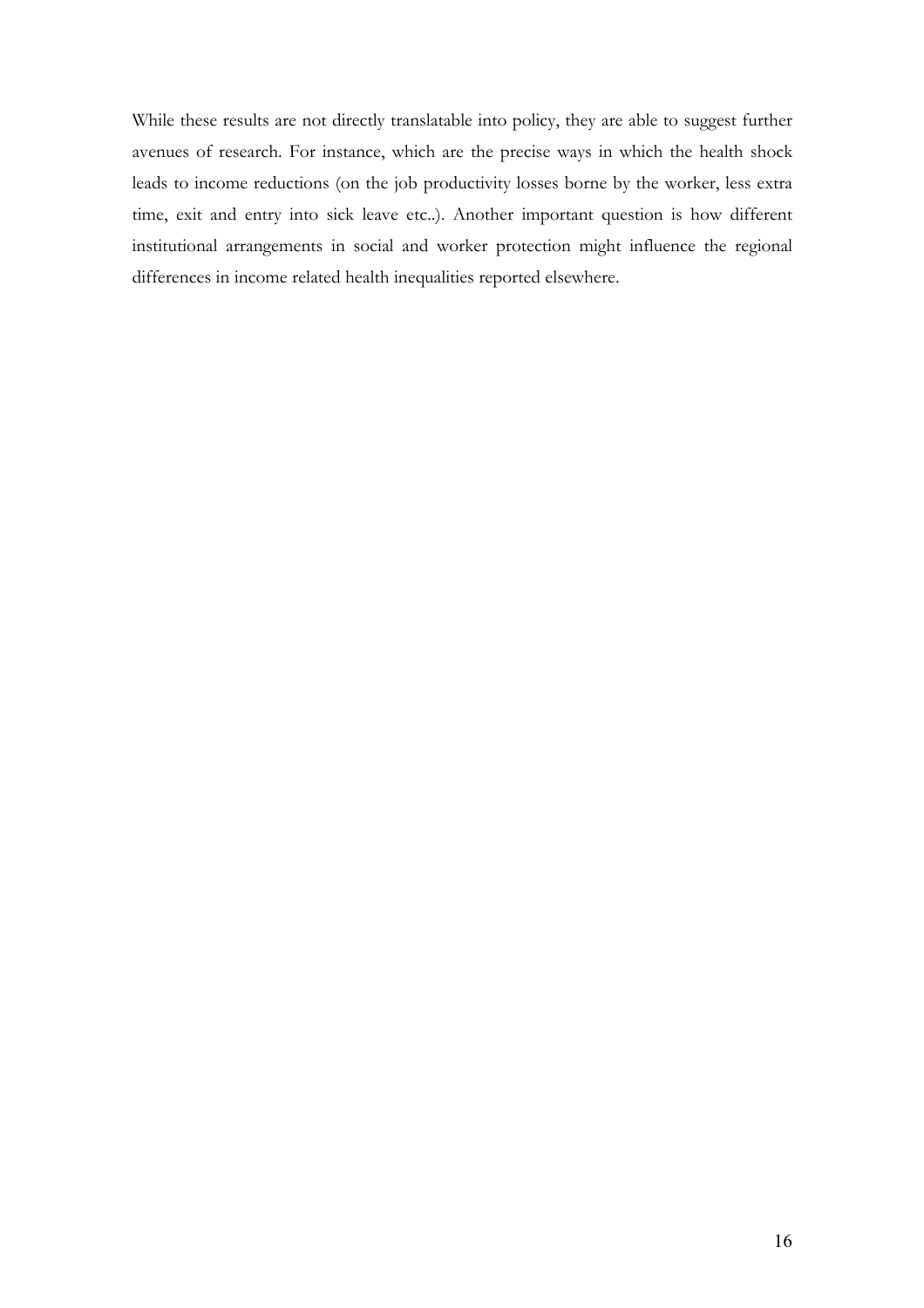While these results are not directly translatable into policy, they are able to suggest further avenues of research. For instance, which are the precise ways in which the health shock leads to income reductions (on the job productivity losses borne by the worker, less extra time, exit and entry into sick leave etc..). Another important question is how different institutional arrangements in social and worker protection might influence the regional differences in income related health inequalities reported elsewhere.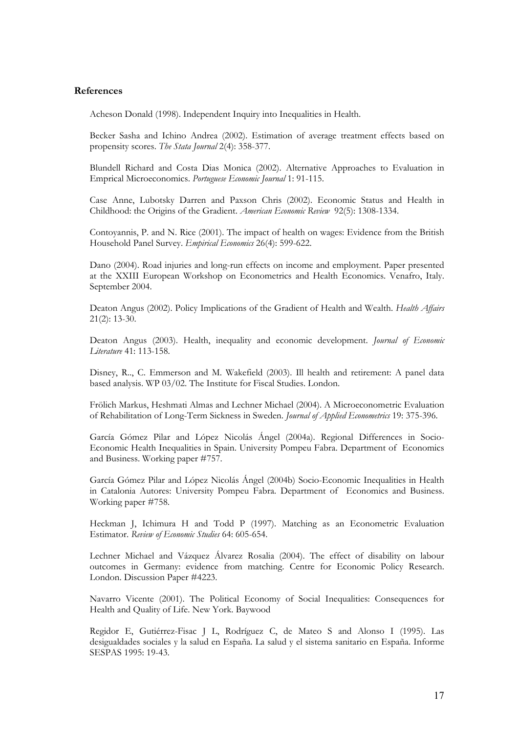## References

Acheson Donald (1998). Independent Inquiry into Inequalities in Health.

Becker Sasha and Ichino Andrea (2002). Estimation of average treatment effects based on propensity scores. *The Stata Journal* 2(4): 358-377.

Blundell Richard and Costa Dias Monica (2002). Alternative Approaches to Evaluation in Emprical Microeconomics. *Portuguese Economic Journal* 1: 91-115.

Case Anne, Lubotsky Darren and Paxson Chris (2002). Economic Status and Health in Childhood: the Origins of the Gradient. *American Economic Review* 92(5): 1308-1334.

Contoyannis, P. and N. Rice (2001). The impact of health on wages: Evidence from the British Household Panel Survey. *Empirical Economics* 26(4): 599-622.

Dano (2004). Road injuries and long-run effects on income and employment. Paper presented at the XXIII European Workshop on Econometrics and Health Economics. Venafro, Italy. September 2004.

Deaton Angus (2002). Policy Implications of the Gradient of Health and Wealth. *Health Affairs* 21(2): 13-30.

Deaton Angus (2003). Health, inequality and economic development. *Journal of Economic Literature* 41: 113-158.

Disney, R.., C. Emmerson and M. Wakefield (2003). Ill health and retirement: A panel data based analysis. WP 03/02. The Institute for Fiscal Studies. London.

Frölich Markus, Heshmati Almas and Lechner Michael (2004). A Microeconometric Evaluation of Rehabilitation of Long-Term Sickness in Sweden. *Journal of Applied Econometrics* 19: 375-396.

García Gómez Pilar and López Nicolás Ángel (2004a). Regional Differences in Socio-Economic Health Inequalities in Spain. University Pompeu Fabra. Department of Economics and Business. Working paper #757.

García Gómez Pilar and López Nicolás Ángel (2004b) Socio-Economic Inequalities in Health in Catalonia Autores: University Pompeu Fabra. Department of Economics and Business. Working paper #758.

Heckman J, Ichimura H and Todd P (1997). Matching as an Econometric Evaluation Estimator. *Review of Economic Studies* 64: 605-654.

Lechner Michael and Vázquez Álvarez Rosalia (2004). The effect of disability on labour outcomes in Germany: evidence from matching. Centre for Economic Policy Research. London. Discussion Paper #4223.

Navarro Vicente (2001). The Political Economy of Social Inequalities: Consequences for Health and Quality of Life. New York. Baywood

Regidor E, Gutiérrez-Fisac J L, Rodríguez C, de Mateo S and Alonso I (1995). Las desigualdades sociales y la salud en España. La salud y el sistema sanitario en España. Informe SESPAS 1995: 19-43.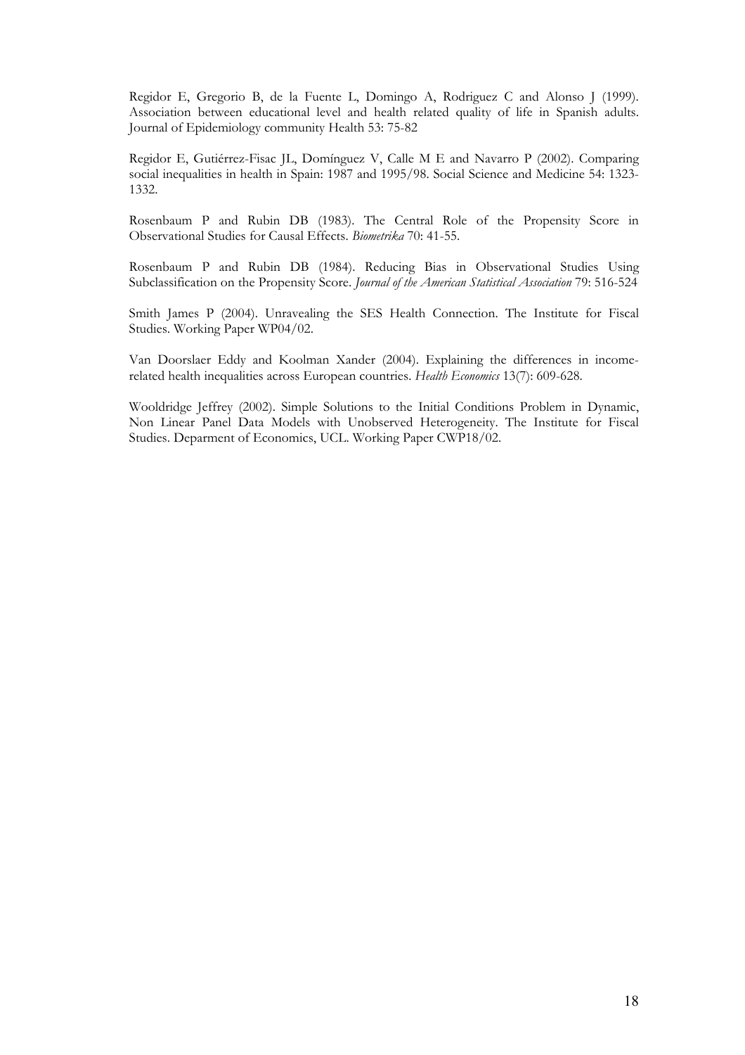Regidor E, Gregorio B, de la Fuente L, Domingo A, Rodriguez C and Alonso J (1999). Association between educational level and health related quality of life in Spanish adults. Journal of Epidemiology community Health 53: 75-82

Regidor E, Gutiérrez-Fisac JL, Domínguez V, Calle M E and Navarro P (2002). Comparing social inequalities in health in Spain: 1987 and 1995/98. Social Science and Medicine 54: 1323-1332.

Rosenbaum P and Rubin DB (1983). The Central Role of the Propensity Score in Observational Studies for Causal Effects. *Biometrika* 70: 41-55.

Rosenbaum P and Rubin DB (1984). Reducing Bias in Observational Studies Using Subclassification on the Propensity Score. *Journal of the American Statistical Association* 79: 516-524

Smith James P (2004). Unravealing the SES Health Connection. The Institute for Fiscal Studies. Working Paper WP04/02.

Van Doorslaer Eddy and Koolman Xander (2004). Explaining the differences in income-related health inequalities across European countries. *Health Economics* 13(7): 609-628.

Wooldridge Jeffrey (2002). Simple Solutions to the Initial Conditions Problem in Dynamic, Non Linear Panel Data Models with Unobserved Heterogeneity. The Institute for Fiscal Studies. Deparment of Economics, UCL. Working Paper CWP18/02.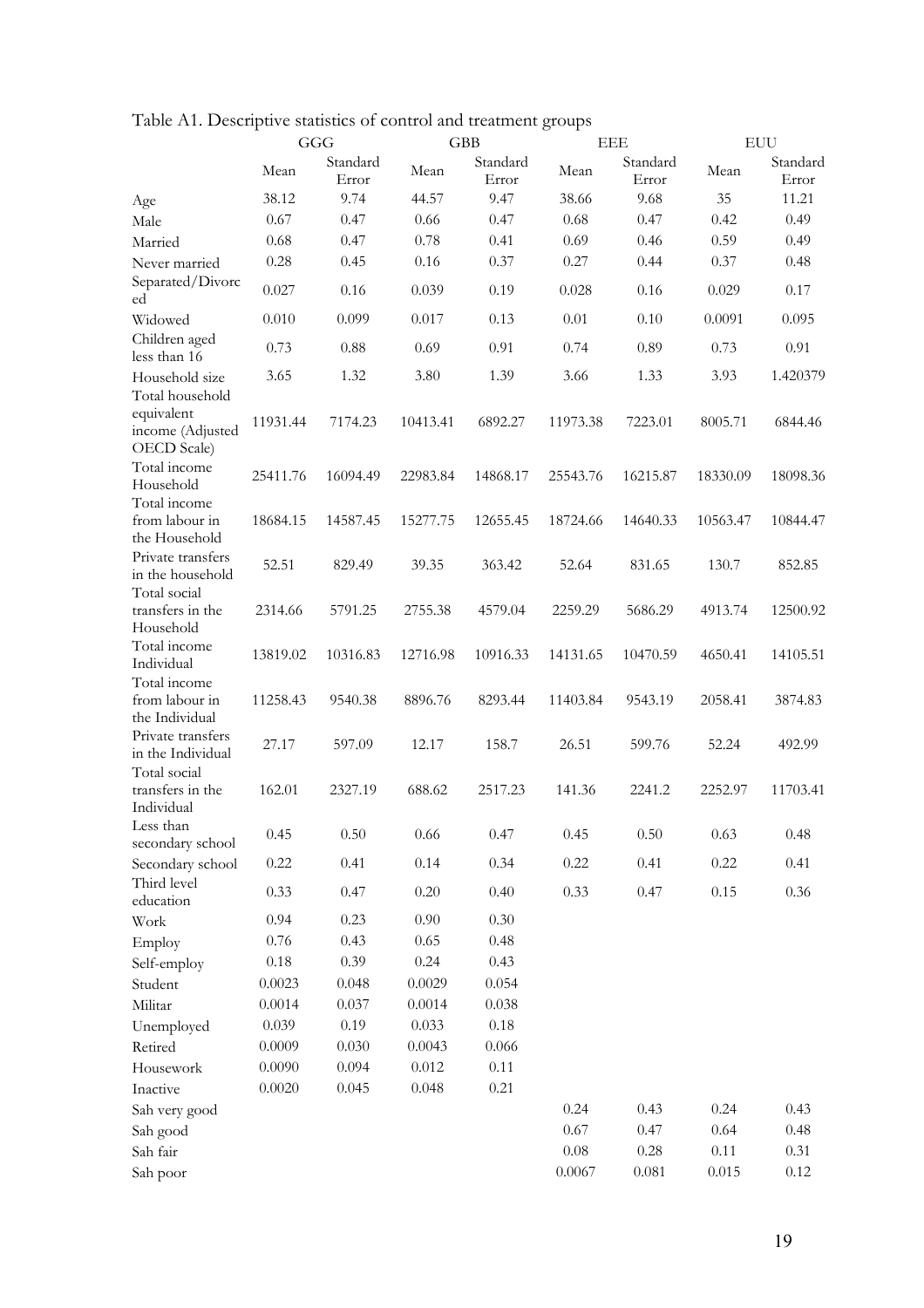Table A1. Descriptive statistics of control and treatment groups

| | GGG | | GBB | | EEE | | EUU | |
|---|---|---|---|---|---|---|---|---|
| | Mean | Standard Error | Mean | Standard Error | Mean | Standard Error | Mean | Standard Error |
| Age | 38.12 | 9.74 | 44.57 | 9.47 | 38.66 | 9.68 | 35 | 11.21 |
| Male | 0.67 | 0.47 | 0.66 | 0.47 | 0.68 | 0.47 | 0.42 | 0.49 |
| Married | 0.68 | 0.47 | 0.78 | 0.41 | 0.69 | 0.46 | 0.59 | 0.49 |
| Never married | 0.28 | 0.45 | 0.16 | 0.37 | 0.27 | 0.44 | 0.37 | 0.48 |
| Separated/Divorced | 0.027 | 0.16 | 0.039 | 0.19 | 0.028 | 0.16 | 0.029 | 0.17 |
| Widowed | 0.010 | 0.099 | 0.017 | 0.13 | 0.01 | 0.10 | 0.0091 | 0.095 |
| Children aged less than 16 | 0.73 | 0.88 | 0.69 | 0.91 | 0.74 | 0.89 | 0.73 | 0.91 |
| Household size | 3.65 | 1.32 | 3.80 | 1.39 | 3.66 | 1.33 | 3.93 | 1.420379 |
| Total household equivalent income (Adjusted OECD Scale) | 11931.44 | 7174.23 | 10413.41 | 6892.27 | 11973.38 | 7223.01 | 8005.71 | 6844.46 |
| Total income Household | 25411.76 | 16094.49 | 22983.84 | 14868.17 | 25543.76 | 16215.87 | 18330.09 | 18098.36 |
| Total income from labour in the Household | 18684.15 | 14587.45 | 15277.75 | 12655.45 | 18724.66 | 14640.33 | 10563.47 | 10844.47 |
| Private transfers in the household | 52.51 | 829.49 | 39.35 | 363.42 | 52.64 | 831.65 | 130.7 | 852.85 |
| Total social transfers in the Household | 2314.66 | 5791.25 | 2755.38 | 4579.04 | 2259.29 | 5686.29 | 4913.74 | 12500.92 |
| Total income Individual | 13819.02 | 10316.83 | 12716.98 | 10916.33 | 14131.65 | 10470.59 | 4650.41 | 14105.51 |
| Total income from labour in the Individual | 11258.43 | 9540.38 | 8896.76 | 8293.44 | 11403.84 | 9543.19 | 2058.41 | 3874.83 |
| Private transfers in the Individual | 27.17 | 597.09 | 12.17 | 158.7 | 26.51 | 599.76 | 52.24 | 492.99 |
| Total social transfers in the Individual | 162.01 | 2327.19 | 688.62 | 2517.23 | 141.36 | 2241.2 | 2252.97 | 11703.41 |
| Less than secondary school | 0.45 | 0.50 | 0.66 | 0.47 | 0.45 | 0.50 | 0.63 | 0.48 |
| Secondary school | 0.22 | 0.41 | 0.14 | 0.34 | 0.22 | 0.41 | 0.22 | 0.41 |
| Third level education | 0.33 | 0.47 | 0.20 | 0.40 | 0.33 | 0.47 | 0.15 | 0.36 |
| Work | 0.94 | 0.23 | 0.90 | 0.30 | | | | |
| Employ | 0.76 | 0.43 | 0.65 | 0.48 | | | | |
| Self-employ | 0.18 | 0.39 | 0.24 | 0.43 | | | | |
| Student | 0.0023 | 0.048 | 0.0029 | 0.054 | | | | |
| Militar | 0.0014 | 0.037 | 0.0014 | 0.038 | | | | |
| Unemployed | 0.039 | 0.19 | 0.033 | 0.18 | | | | |
| Retired | 0.0009 | 0.030 | 0.0043 | 0.066 | | | | |
| Housework | 0.0090 | 0.094 | 0.012 | 0.11 | | | | |
| Inactive | 0.0020 | 0.045 | 0.048 | 0.21 | | | | |
| Sah very good | | | | | 0.24 | 0.43 | 0.24 | 0.43 |
| Sah good | | | | | 0.67 | 0.47 | 0.64 | 0.48 |
| Sah fair | | | | | 0.08 | 0.28 | 0.11 | 0.31 |
| Sah poor | | | | | 0.0067 | 0.081 | 0.015 | 0.12 |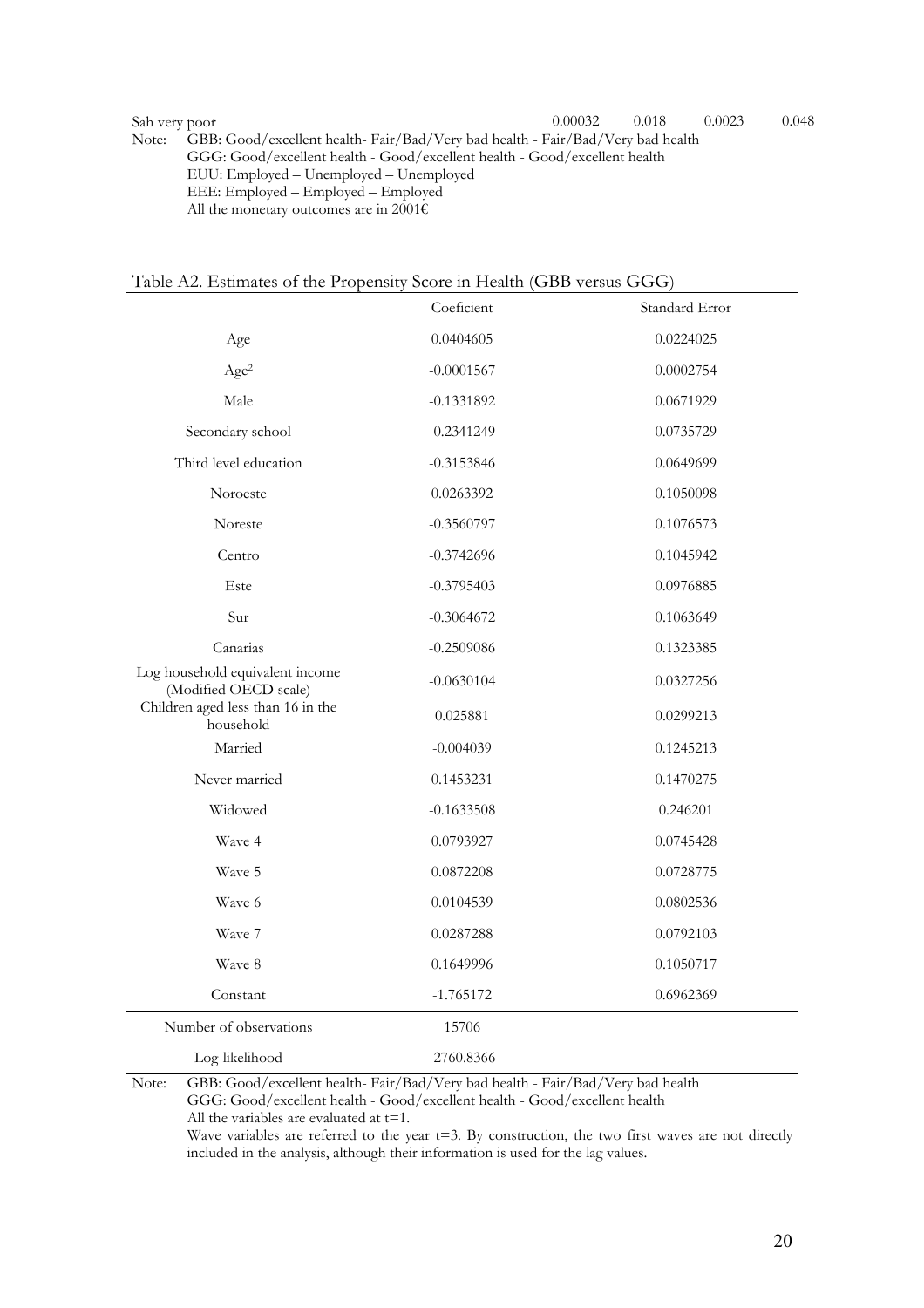| Sah very poor | 0.00032 | 0.018 | 0.0023 | 0.048 |
|---|---|---|---|---|

Note: GBB: Good/excellent health- Fair/Bad/Very bad health - Fair/Bad/Very bad health
GGG: Good/excellent health - Good/excellent health - Good/excellent health
EUU: Employed – Unemployed – Unemployed
EEE: Employed – Employed – Employed
All the monetary outcomes are in 2001€

Table A2. Estimates of the Propensity Score in Health (GBB versus GGG)

| | Coeficient | Standard Error |
|---|---|---|
| Age | 0.0404605 | 0.0224025 |
| $Age^2$ | -0.0001567 | 0.0002754 |
| Male | -0.1331892 | 0.0671929 |
| Secondary school | -0.2341249 | 0.0735729 |
| Third level education | -0.3153846 | 0.0649699 |
| Noroeste | 0.0263392 | 0.1050098 |
| Noreste | -0.3560797 | 0.1076573 |
| Centro | -0.3742696 | 0.1045942 |
| Este | -0.3795403 | 0.0976885 |
| Sur | -0.3064672 | 0.1063649 |
| Canarias | -0.2509086 | 0.1323385 |
| Log household equivalent income (Modified OECD scale) | -0.0630104 | 0.0327256 |
| Children aged less than 16 in the household | 0.025881 | 0.0299213 |
| Married | -0.004039 | 0.1245213 |
| Never married | 0.1453231 | 0.1470275 |
| Widowed | -0.1633508 | 0.246201 |
| Wave 4 | 0.0793927 | 0.0745428 |
| Wave 5 | 0.0872208 | 0.0728775 |
| Wave 6 | 0.0104539 | 0.0802536 |
| Wave 7 | 0.0287288 | 0.0792103 |
| Wave 8 | 0.1649996 | 0.1050717 |
| Constant | -1.765172 | 0.6962369 |
| Number of observations | 15706 | |
| Log-likelihood | -2760.8366 | |

Note: GBB: Good/excellent health- Fair/Bad/Very bad health - Fair/Bad/Very bad health
GGG: Good/excellent health - Good/excellent health - Good/excellent health
All the variables are evaluated at t=1.
Wave variables are referred to the year t=3. By construction, the two first waves are not directly included in the analysis, although their information is used for the lag values.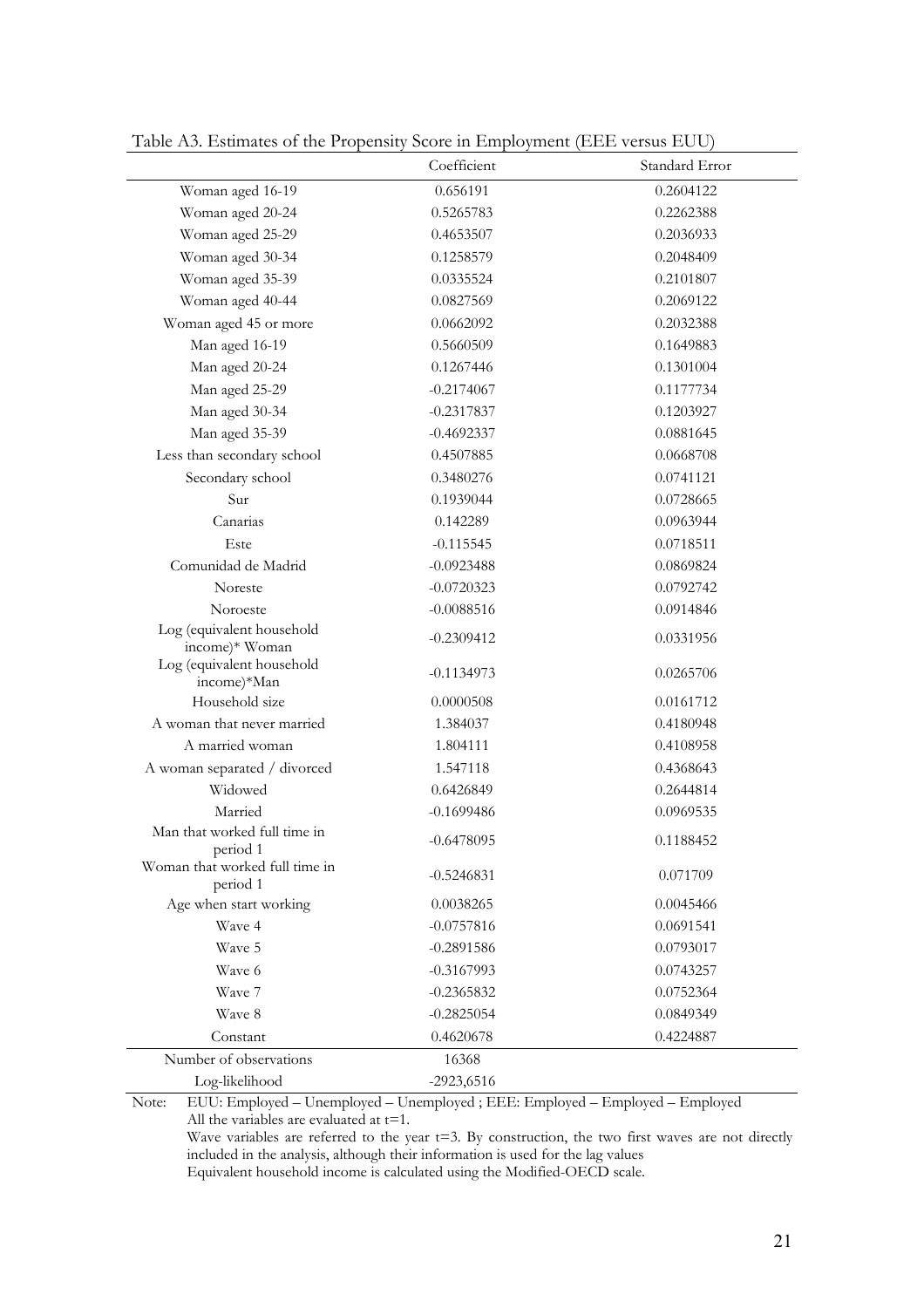Table A3. Estimates of the Propensity Score in Employment (EEE versus EUU)

| | Coefficient | Standard Error |
|---|---|---|
| Woman aged 16-19 | 0.656191 | 0.2604122 |
| Woman aged 20-24 | 0.5265783 | 0.2262388 |
| Woman aged 25-29 | 0.4653507 | 0.2036933 |
| Woman aged 30-34 | 0.1258579 | 0.2048409 |
| Woman aged 35-39 | 0.0335524 | 0.2101807 |
| Woman aged 40-44 | 0.0827569 | 0.2069122 |
| Woman aged 45 or more | 0.0662092 | 0.2032388 |
| Man aged 16-19 | 0.5660509 | 0.1649883 |
| Man aged 20-24 | 0.1267446 | 0.1301004 |
| Man aged 25-29 | -0.2174067 | 0.1177734 |
| Man aged 30-34 | -0.2317837 | 0.1203927 |
| Man aged 35-39 | -0.4692337 | 0.0881645 |
| Less than secondary school | 0.4507885 | 0.0668708 |
| Secondary school | 0.3480276 | 0.0741121 |
| Sur | 0.1939044 | 0.0728665 |
| Canarias | 0.142289 | 0.0963944 |
| Este | -0.115545 | 0.0718511 |
| Comunidad de Madrid | -0.0923488 | 0.0869824 |
| Noreste | -0.0720323 | 0.0792742 |
| Noroeste | -0.0088516 | 0.0914846 |
| Log (equivalent household income)* Woman | -0.2309412 | 0.0331956 |
| Log (equivalent household income)*Man | -0.1134973 | 0.0265706 |
| Household size | 0.0000508 | 0.0161712 |
| A woman that never married | 1.384037 | 0.4180948 |
| A married woman | 1.804111 | 0.4108958 |
| A woman separated / divorced | 1.547118 | 0.4368643 |
| Widowed | 0.6426849 | 0.2644814 |
| Married | -0.1699486 | 0.0969535 |
| Man that worked full time in period 1 | -0.6478095 | 0.1188452 |
| Woman that worked full time in period 1 | -0.5246831 | 0.071709 |
| Age when start working | 0.0038265 | 0.0045466 |
| Wave 4 | -0.0757816 | 0.0691541 |
| Wave 5 | -0.2891586 | 0.0793017 |
| Wave 6 | -0.3167993 | 0.0743257 |
| Wave 7 | -0.2365832 | 0.0752364 |
| Wave 8 | -0.2825054 | 0.0849349 |
| Constant | 0.4620678 | 0.4224887 |
| Number of observations | 16368 | |
| Log-likelihood | -2923,6516 | |

Note: EUU: Employed – Unemployed – Unemployed ; EEE: Employed – Employed – Employed
All the variables are evaluated at t=1.
Wave variables are referred to the year t=3. By construction, the two first waves are not directly included in the analysis, although their information is used for the lag values
Equivalent household income is calculated using the Modified-OECD scale.